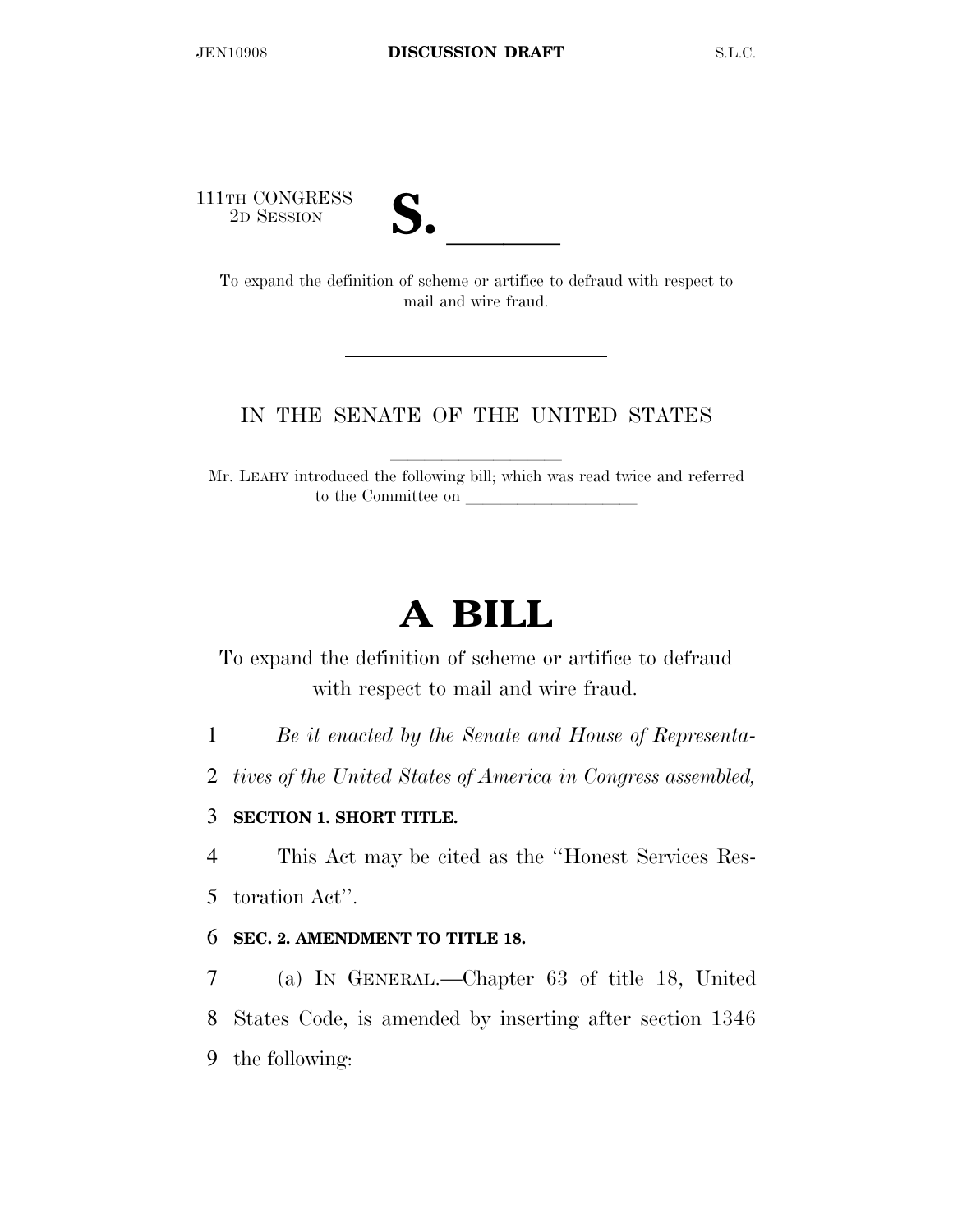111TH CONGRESS
2D SESSION

# S. ______

To expand the definition of scheme or artifice to defraud with respect to mail and wire fraud.

---

IN THE SENATE OF THE UNITED STATES

Mr. LEAHY introduced the following bill; which was read twice and referred to the Committee on ____________________

---

# A BILL

To expand the definition of scheme or artifice to defraud with respect to mail and wire fraud.

1 *Be it enacted by the Senate and House of Representa-*
2 *tives of the United States of America in Congress assembled,*

3 **SECTION 1. SHORT TITLE.**

4 This Act may be cited as the "Honest Services Res-
5 toration Act".

6 **SEC. 2. AMENDMENT TO TITLE 18.**

7 (a) IN GENERAL.—Chapter 63 of title 18, United
8 States Code, is amended by inserting after section 1346
9 the following: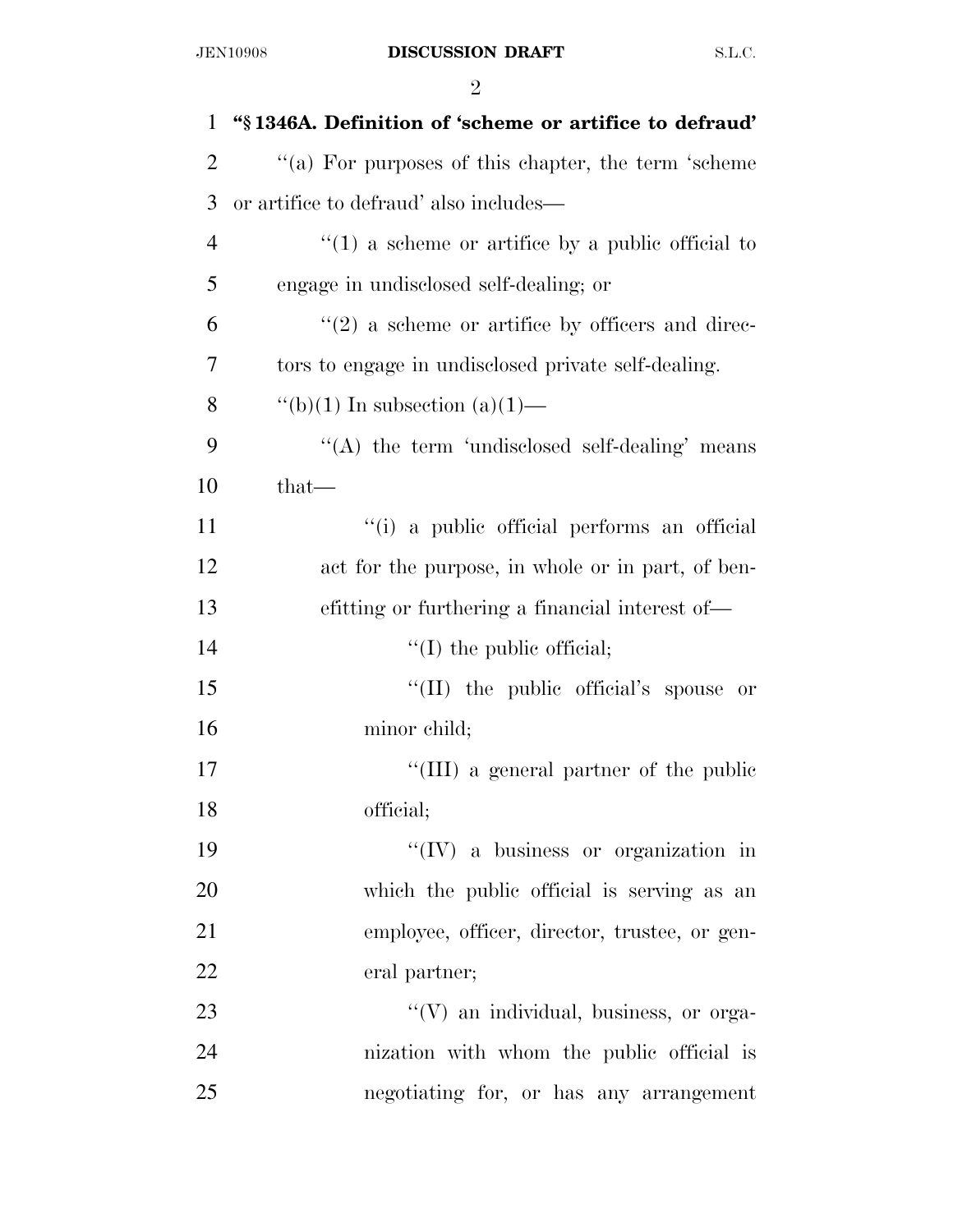**“§ 1346A. Definition of ‘scheme or artifice to defraud’**

“(a) For purposes of this chapter, the term ‘scheme or artifice to defraud’ also includes—

“(1) a scheme or artifice by a public official to engage in undisclosed self-dealing; or

“(2) a scheme or artifice by officers and directors to engage in undisclosed private self-dealing.

“(b)(1) In subsection (a)(1)—

“(A) the term ‘undisclosed self-dealing’ means that—

“(i) a public official performs an official act for the purpose, in whole or in part, of benefitting or furthering a financial interest of—

“(I) the public official;

“(II) the public official’s spouse or minor child;

“(III) a general partner of the public official;

“(IV) a business or organization in which the public official is serving as an employee, officer, director, trustee, or general partner;

“(V) an individual, business, or organization with whom the public official is negotiating for, or has any arrangement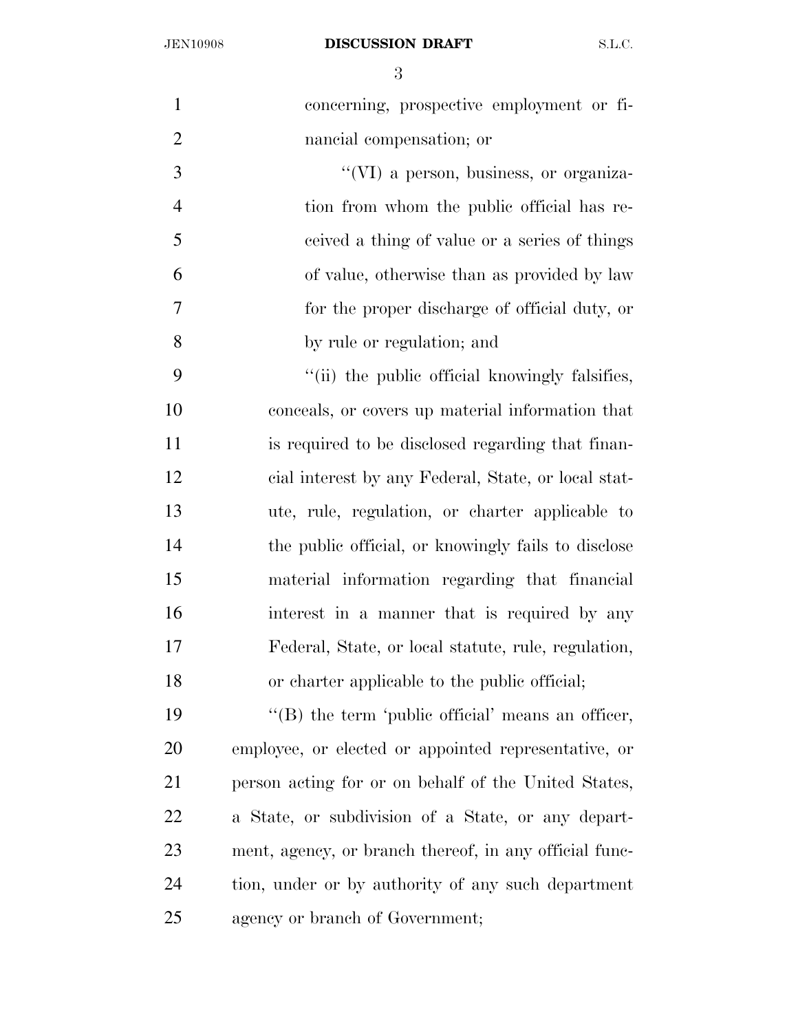concerning, prospective employment or financial compensation; or

''(VI) a person, business, or organization from whom the public official has received a thing of value or a series of things of value, otherwise than as provided by law for the proper discharge of official duty, or by rule or regulation; and

''(ii) the public official knowingly falsifies, conceals, or covers up material information that is required to be disclosed regarding that financial interest by any Federal, State, or local statute, rule, regulation, or charter applicable to the public official, or knowingly fails to disclose material information regarding that financial interest in a manner that is required by any Federal, State, or local statute, rule, regulation, or charter applicable to the public official;

''(B) the term 'public official' means an officer, employee, or elected or appointed representative, or person acting for or on behalf of the United States, a State, or subdivision of a State, or any department, agency, or branch thereof, in any official function, under or by authority of any such department agency or branch of Government;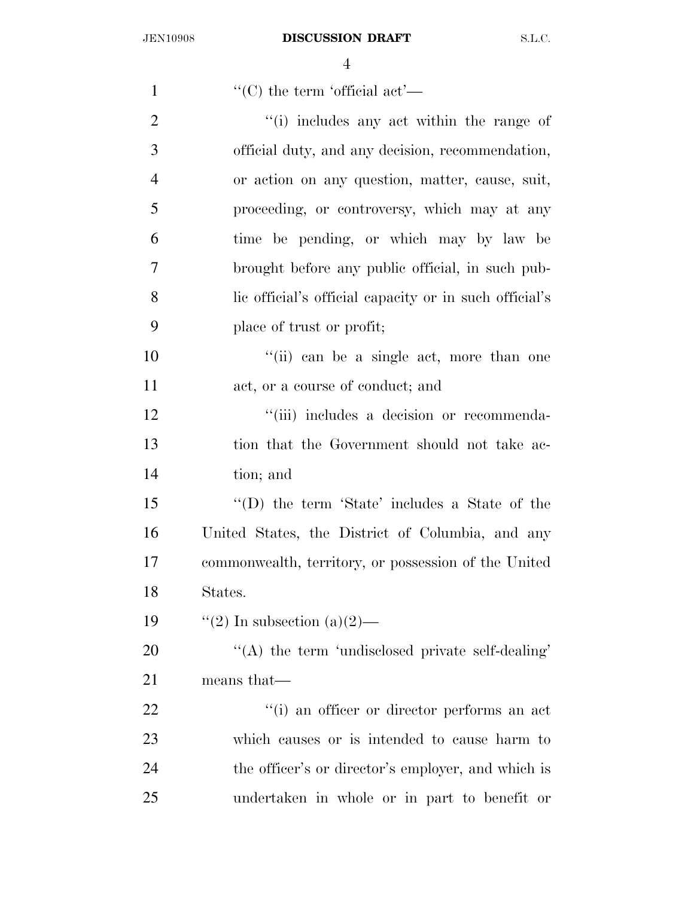''(C) the term 'official act'—

''(i) includes any act within the range of official duty, and any decision, recommendation, or action on any question, matter, cause, suit, proceeding, or controversy, which may at any time be pending, or which may by law be brought before any public official, in such public official's official capacity or in such official's place of trust or profit;

''(ii) can be a single act, more than one act, or a course of conduct; and

''(iii) includes a decision or recommendation that the Government should not take action; and

''(D) the term 'State' includes a State of the United States, the District of Columbia, and any commonwealth, territory, or possession of the United States.

''(2) In subsection (a)(2)—

''(A) the term 'undisclosed private self-dealing' means that—

''(i) an officer or director performs an act which causes or is intended to cause harm to the officer's or director's employer, and which is undertaken in whole or in part to benefit or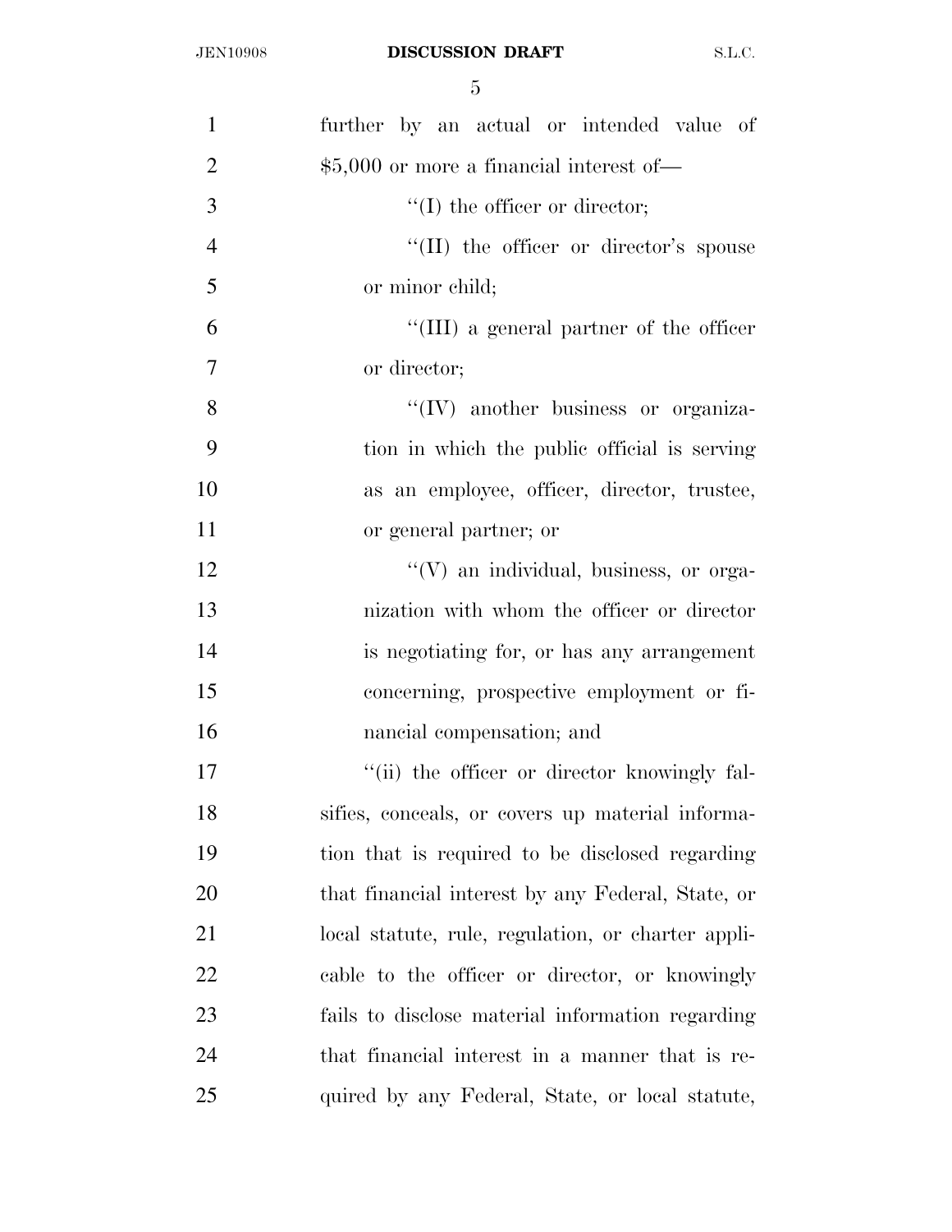further by an actual or intended value of $5,000 or more a financial interest of—

''(I) the officer or director;

''(II) the officer or director's spouse or minor child;

''(III) a general partner of the officer or director;

''(IV) another business or organization in which the public official is serving as an employee, officer, director, trustee, or general partner; or

''(V) an individual, business, or organization with whom the officer or director is negotiating for, or has any arrangement concerning, prospective employment or financial compensation; and

''(ii) the officer or director knowingly falsifies, conceals, or covers up material information that is required to be disclosed regarding that financial interest by any Federal, State, or local statute, rule, regulation, or charter applicable to the officer or director, or knowingly fails to disclose material information regarding that financial interest in a manner that is required by any Federal, State, or local statute,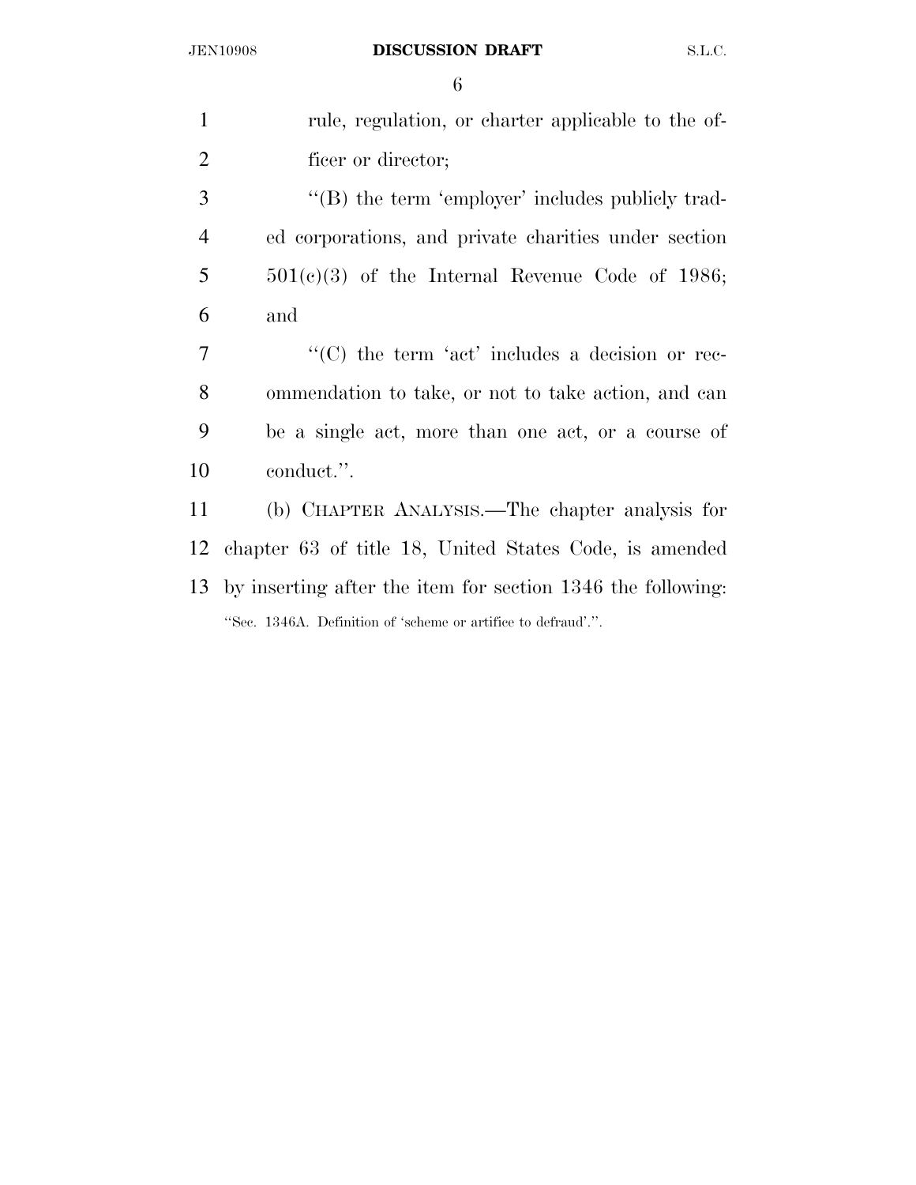rule, regulation, or charter applicable to the officer or director;

"(B) the term 'employer' includes publicly traded corporations, and private charities under section 501(c)(3) of the Internal Revenue Code of 1986; and

"(C) the term 'act' includes a decision or recommendation to take, or not to take action, and can be a single act, more than one act, or a course of conduct.".

(b) CHAPTER ANALYSIS.—The chapter analysis for chapter 63 of title 18, United States Code, is amended by inserting after the item for section 1346 the following:

"Sec. 1346A. Definition of 'scheme or artifice to defraud'.".